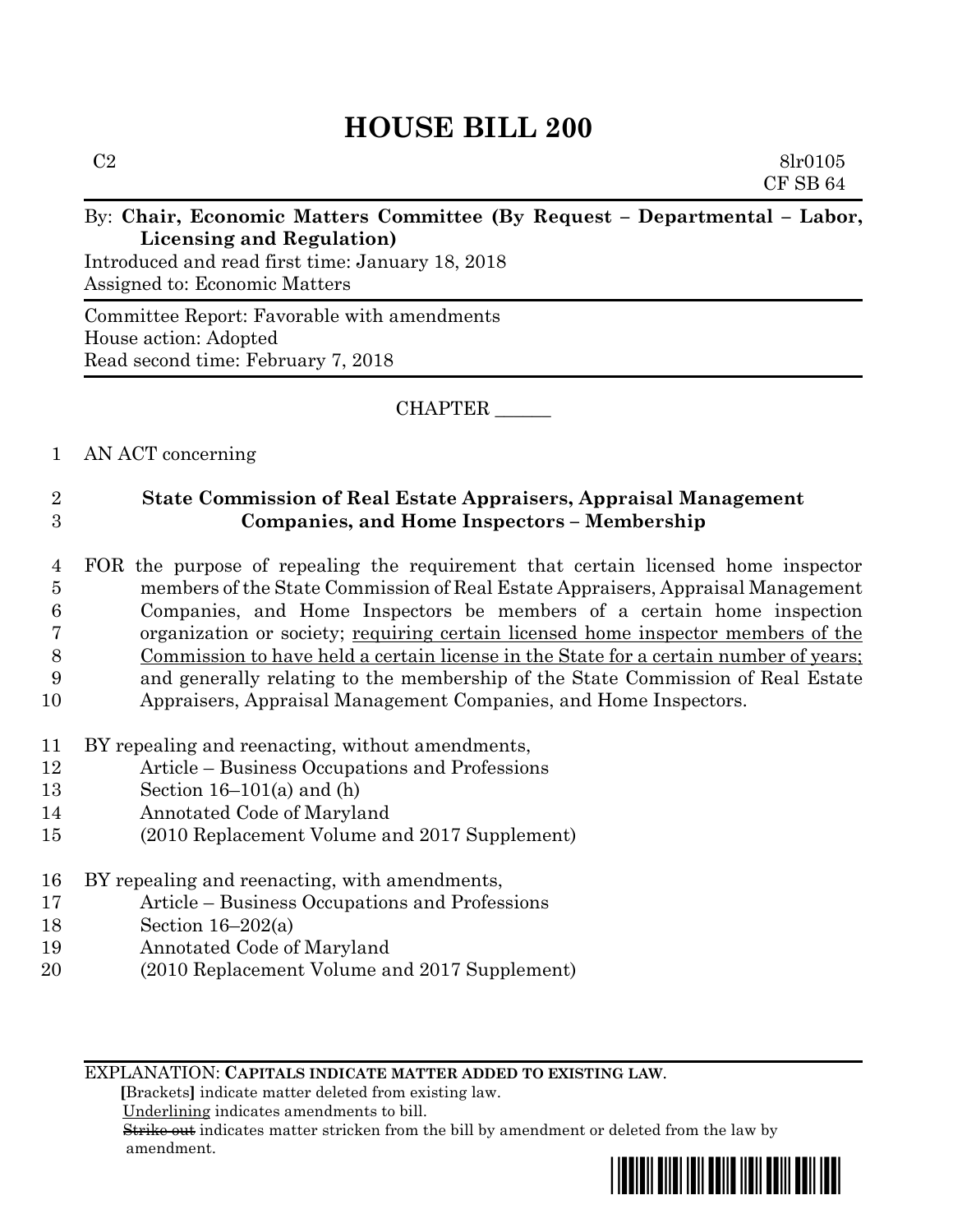# HOUSE BILL 200

C2 8lr0105
CF SB 64

By: **Chair, Economic Matters Committee (By Request – Departmental – Labor, Licensing and Regulation)**
Introduced and read first time: January 18, 2018
Assigned to: Economic Matters

Committee Report: Favorable with amendments
House action: Adopted
Read second time: February 7, 2018

CHAPTER ______

1 AN ACT concerning

2 **State Commission of Real Estate Appraisers, Appraisal Management**
3 **Companies, and Home Inspectors – Membership**

4 FOR the purpose of repealing the requirement that certain licensed home inspector
5 members of the State Commission of Real Estate Appraisers, Appraisal Management
6 Companies, and Home Inspectors be members of a certain home inspection
7 organization or society; <u>requiring certain licensed home inspector members of the</u>
8 <u>Commission to have held a certain license in the State for a certain number of years;</u>
9 and generally relating to the membership of the State Commission of Real Estate
10 Appraisers, Appraisal Management Companies, and Home Inspectors.

11 BY repealing and reenacting, without amendments,
12 Article – Business Occupations and Professions
13 Section 16–101(a) and (h)
14 Annotated Code of Maryland
15 (2010 Replacement Volume and 2017 Supplement)

16 BY repealing and reenacting, with amendments,
17 Article – Business Occupations and Professions
18 Section 16–202(a)
19 Annotated Code of Maryland
20 (2010 Replacement Volume and 2017 Supplement)

EXPLANATION: **CAPITALS INDICATE MATTER ADDED TO EXISTING LAW.**
**[**Brackets**]** indicate matter deleted from existing law.
<u>Underlining</u> indicates amendments to bill.
~~Strike out~~ indicates matter stricken from the bill by amendment or deleted from the law by amendment.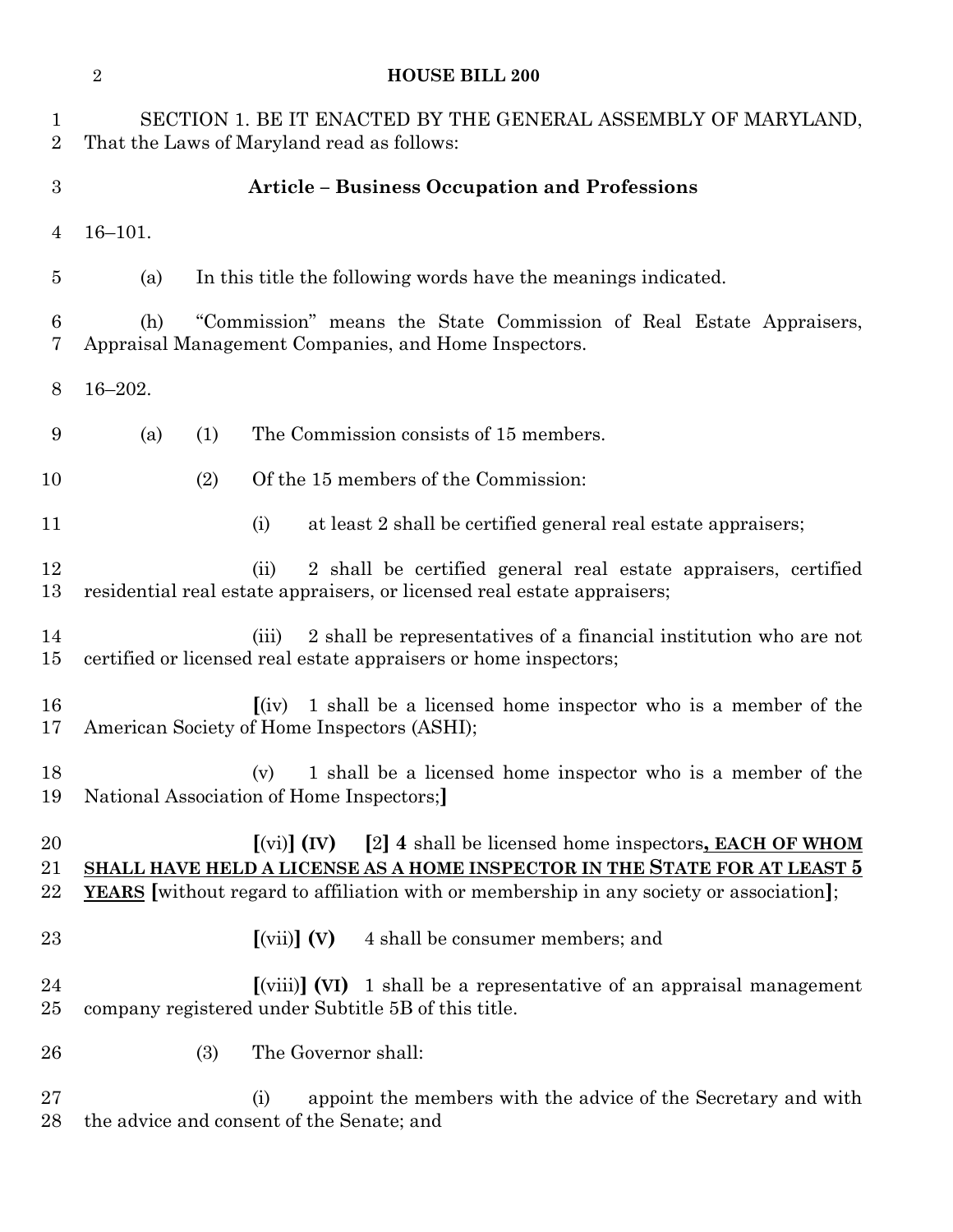SECTION 1. BE IT ENACTED BY THE GENERAL ASSEMBLY OF MARYLAND, That the Laws of Maryland read as follows:

**Article – Business Occupation and Professions**

16–101.

(a) In this title the following words have the meanings indicated.

(h) "Commission" means the State Commission of Real Estate Appraisers, Appraisal Management Companies, and Home Inspectors.

16–202.

(a) (1) The Commission consists of 15 members.

(2) Of the 15 members of the Commission:

(i) at least 2 shall be certified general real estate appraisers;

(ii) 2 shall be certified general real estate appraisers, certified residential real estate appraisers, or licensed real estate appraisers;

(iii) 2 shall be representatives of a financial institution who are not certified or licensed real estate appraisers or home inspectors;

**[**(iv) 1 shall be a licensed home inspector who is a member of the American Society of Home Inspectors (ASHI);

(v) 1 shall be a licensed home inspector who is a member of the National Association of Home Inspectors;**]**

**[**(vi)**] (IV)** **[**2**] 4** shall be licensed home inspectors**, <u>EACH OF WHOM SHALL HAVE HELD A LICENSE AS A HOME INSPECTOR IN THE STATE FOR AT LEAST 5 YEARS</u>** **[**without regard to affiliation with or membership in any society or association**]**;

**[**(vii)**] (V)** 4 shall be consumer members; and

**[**(viii)**] (VI)** 1 shall be a representative of an appraisal management company registered under Subtitle 5B of this title.

(3) The Governor shall:

(i) appoint the members with the advice of the Secretary and with the advice and consent of the Senate; and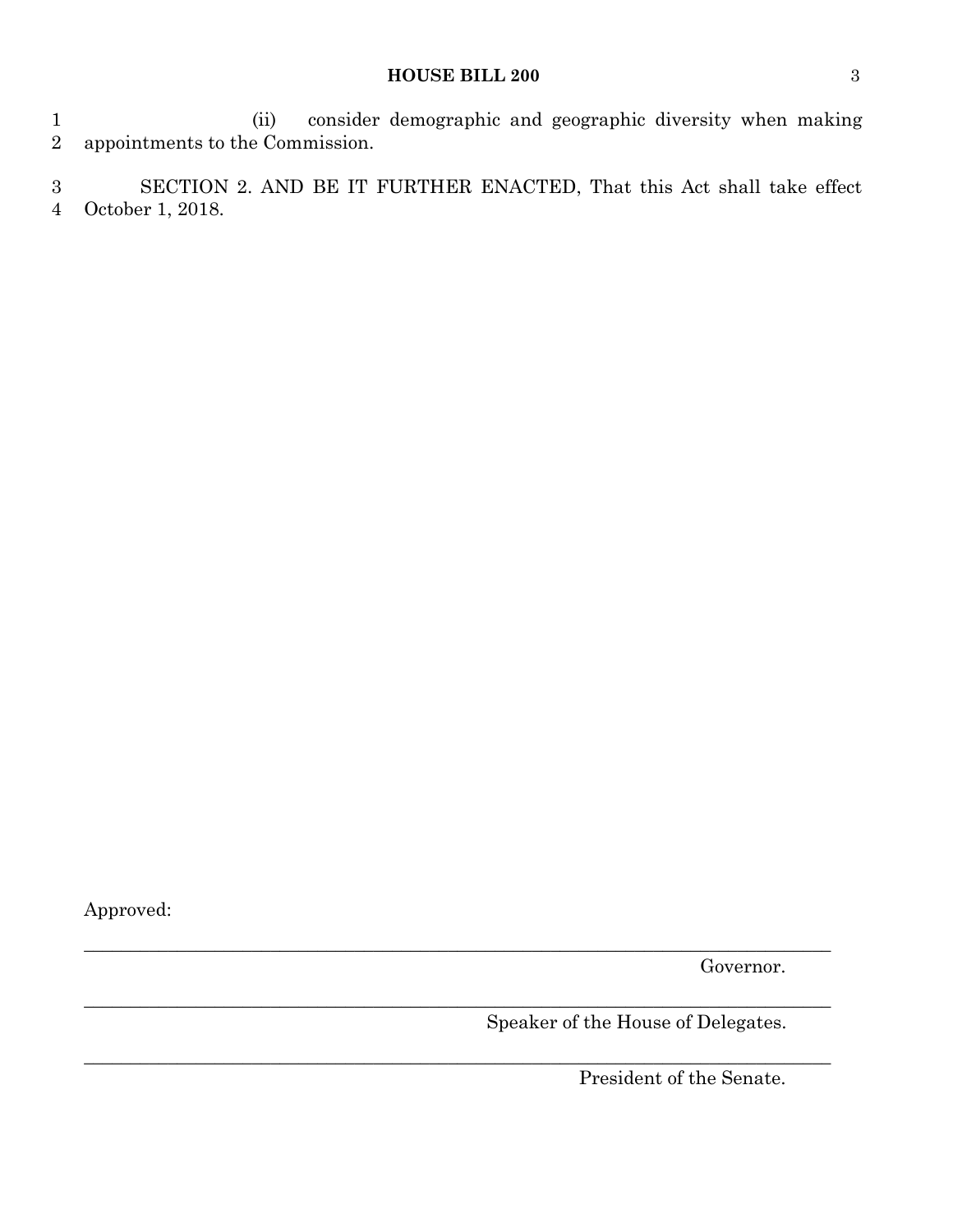(ii) consider demographic and geographic diversity when making appointments to the Commission.

SECTION 2. AND BE IT FURTHER ENACTED, That this Act shall take effect October 1, 2018.

Approved:

\_\_\_\_\_\_\_\_\_\_\_\_\_\_\_\_\_\_\_\_\_\_\_\_\_\_\_\_\_\_\_\_\_\_\_\_\_\_\_\_\_\_\_\_\_\_\_\_\_\_\_\_\_\_\_\_\_\_\_\_\_\_\_\_\_\_\_\_

Governor.

\_\_\_\_\_\_\_\_\_\_\_\_\_\_\_\_\_\_\_\_\_\_\_\_\_\_\_\_\_\_\_\_\_\_\_\_\_\_\_\_\_\_\_\_\_\_\_\_\_\_\_\_\_\_\_\_\_\_\_\_\_\_\_\_\_\_\_\_

Speaker of the House of Delegates.

\_\_\_\_\_\_\_\_\_\_\_\_\_\_\_\_\_\_\_\_\_\_\_\_\_\_\_\_\_\_\_\_\_\_\_\_\_\_\_\_\_\_\_\_\_\_\_\_\_\_\_\_\_\_\_\_\_\_\_\_\_\_\_\_\_\_\_\_

President of the Senate.